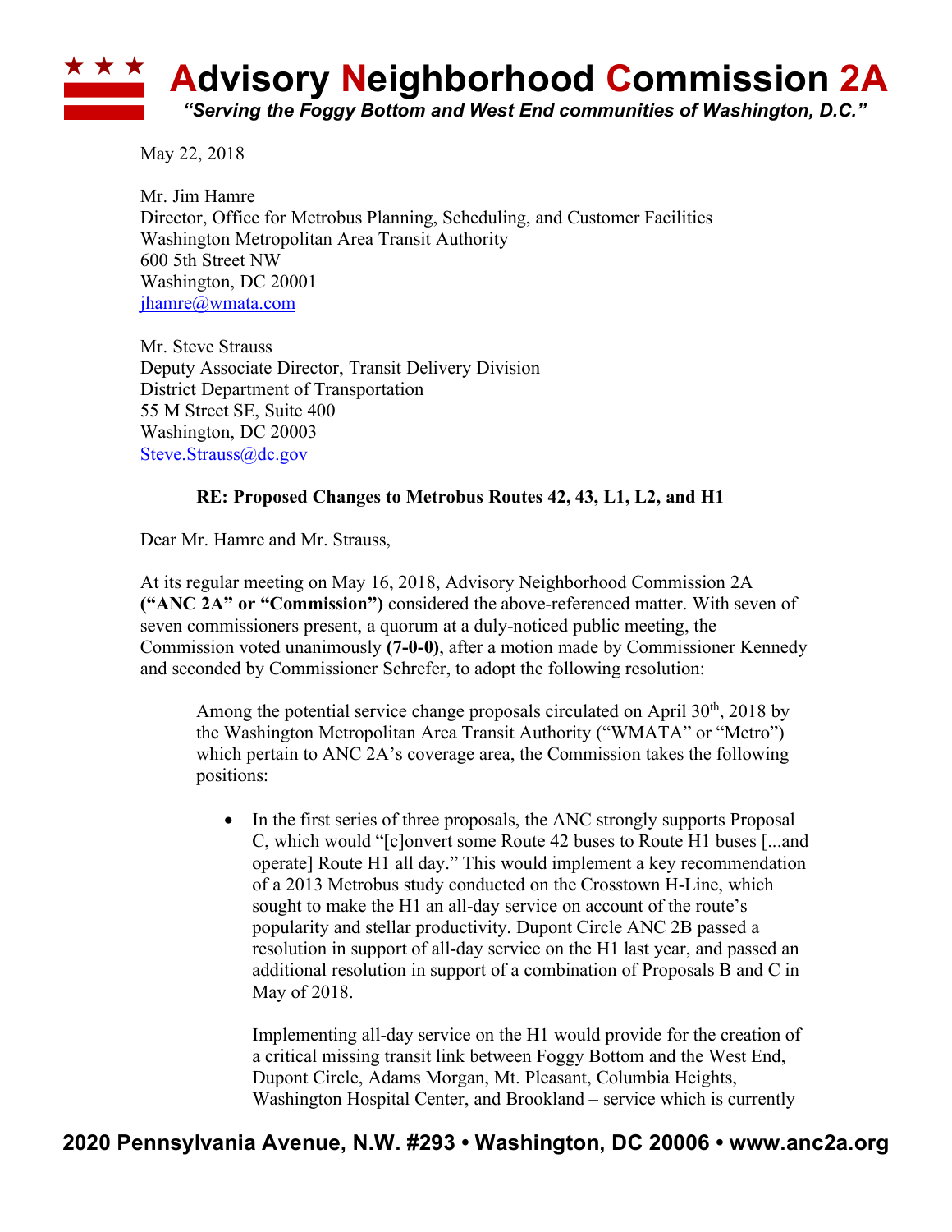# Advisory Neighborhood Commission 2A

*"Serving the Foggy Bottom and West End communities of Washington, D.C."*

May 22, 2018

Mr. Jim Hamre
Director, Office for Metrobus Planning, Scheduling, and Customer Facilities
Washington Metropolitan Area Transit Authority
600 5th Street NW
Washington, DC 20001
jhamre@wmata.com

Mr. Steve Strauss
Deputy Associate Director, Transit Delivery Division
District Department of Transportation
55 M Street SE, Suite 400
Washington, DC 20003
Steve.Strauss@dc.gov

**RE: Proposed Changes to Metrobus Routes 42, 43, L1, L2, and H1**

Dear Mr. Hamre and Mr. Strauss,

At its regular meeting on May 16, 2018, Advisory Neighborhood Commission 2A **("ANC 2A" or "Commission")** considered the above-referenced matter. With seven of seven commissioners present, a quorum at a duly-noticed public meeting, the Commission voted unanimously **(7-0-0)**, after a motion made by Commissioner Kennedy and seconded by Commissioner Schrefer, to adopt the following resolution:

> Among the potential service change proposals circulated on April 30th, 2018 by the Washington Metropolitan Area Transit Authority ("WMATA" or "Metro") which pertain to ANC 2A's coverage area, the Commission takes the following positions:
>
> - In the first series of three proposals, the ANC strongly supports Proposal C, which would "[c]onvert some Route 42 buses to Route H1 buses [...and operate] Route H1 all day." This would implement a key recommendation of a 2013 Metrobus study conducted on the Crosstown H-Line, which sought to make the H1 an all-day service on account of the route's popularity and stellar productivity. Dupont Circle ANC 2B passed a resolution in support of all-day service on the H1 last year, and passed an additional resolution in support of a combination of Proposals B and C in May of 2018.
>
>   Implementing all-day service on the H1 would provide for the creation of a critical missing transit link between Foggy Bottom and the West End, Dupont Circle, Adams Morgan, Mt. Pleasant, Columbia Heights, Washington Hospital Center, and Brookland – service which is currently

**2020 Pennsylvania Avenue, N.W. #293 • Washington, DC 20006 • www.anc2a.org**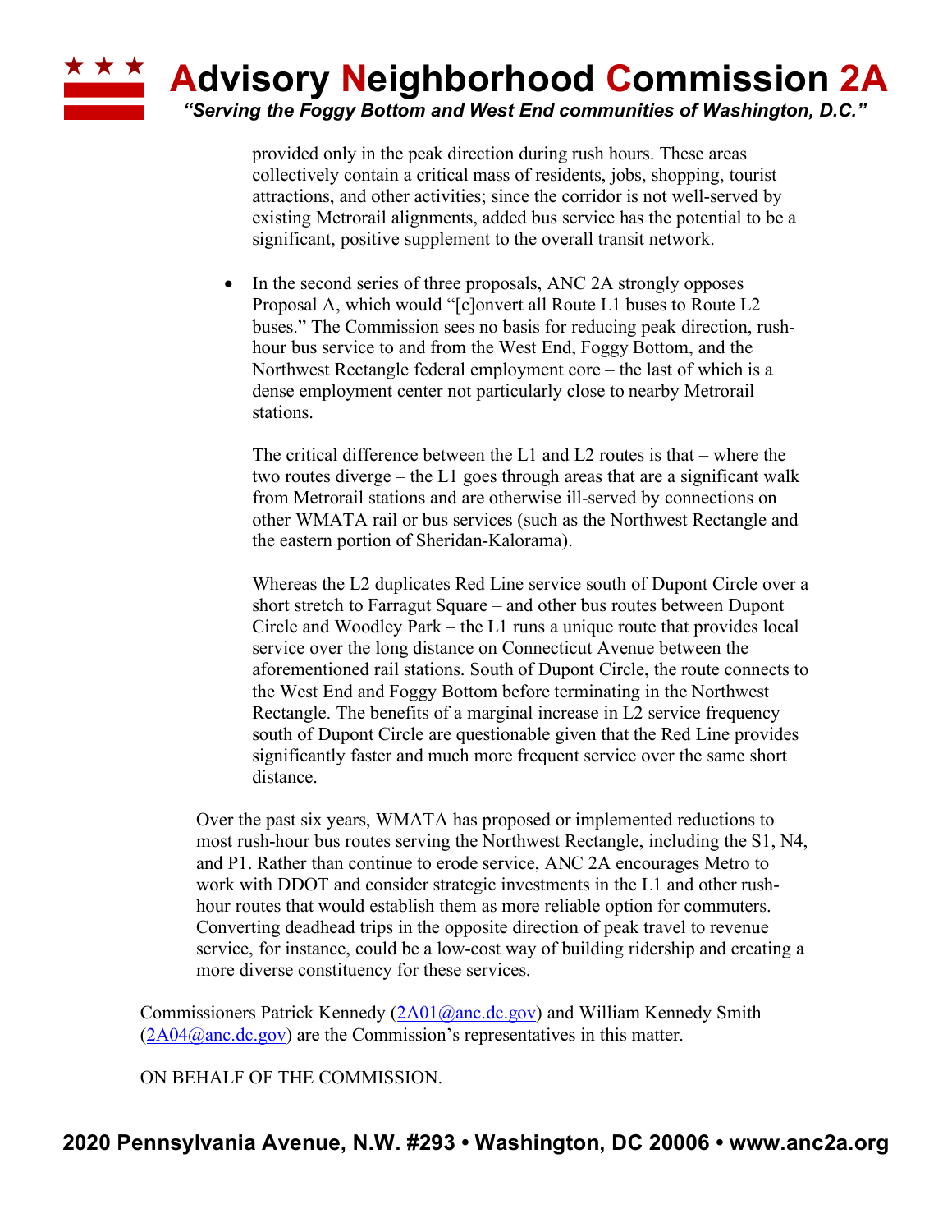provided only in the peak direction during rush hours. These areas collectively contain a critical mass of residents, jobs, shopping, tourist attractions, and other activities; since the corridor is not well-served by existing Metrorail alignments, added bus service has the potential to be a significant, positive supplement to the overall transit network.

- In the second series of three proposals, ANC 2A strongly opposes Proposal A, which would "[c]onvert all Route L1 buses to Route L2 buses." The Commission sees no basis for reducing peak direction, rush-hour bus service to and from the West End, Foggy Bottom, and the Northwest Rectangle federal employment core – the last of which is a dense employment center not particularly close to nearby Metrorail stations.

  The critical difference between the L1 and L2 routes is that – where the two routes diverge – the L1 goes through areas that are a significant walk from Metrorail stations and are otherwise ill-served by connections on other WMATA rail or bus services (such as the Northwest Rectangle and the eastern portion of Sheridan-Kalorama).

  Whereas the L2 duplicates Red Line service south of Dupont Circle over a short stretch to Farragut Square – and other bus routes between Dupont Circle and Woodley Park – the L1 runs a unique route that provides local service over the long distance on Connecticut Avenue between the aforementioned rail stations. South of Dupont Circle, the route connects to the West End and Foggy Bottom before terminating in the Northwest Rectangle. The benefits of a marginal increase in L2 service frequency south of Dupont Circle are questionable given that the Red Line provides significantly faster and much more frequent service over the same short distance.

Over the past six years, WMATA has proposed or implemented reductions to most rush-hour bus routes serving the Northwest Rectangle, including the S1, N4, and P1. Rather than continue to erode service, ANC 2A encourages Metro to work with DDOT and consider strategic investments in the L1 and other rush-hour routes that would establish them as more reliable option for commuters. Converting deadhead trips in the opposite direction of peak travel to revenue service, for instance, could be a low-cost way of building ridership and creating a more diverse constituency for these services.

Commissioners Patrick Kennedy (2A01@anc.dc.gov) and William Kennedy Smith (2A04@anc.dc.gov) are the Commission's representatives in this matter.

ON BEHALF OF THE COMMISSION.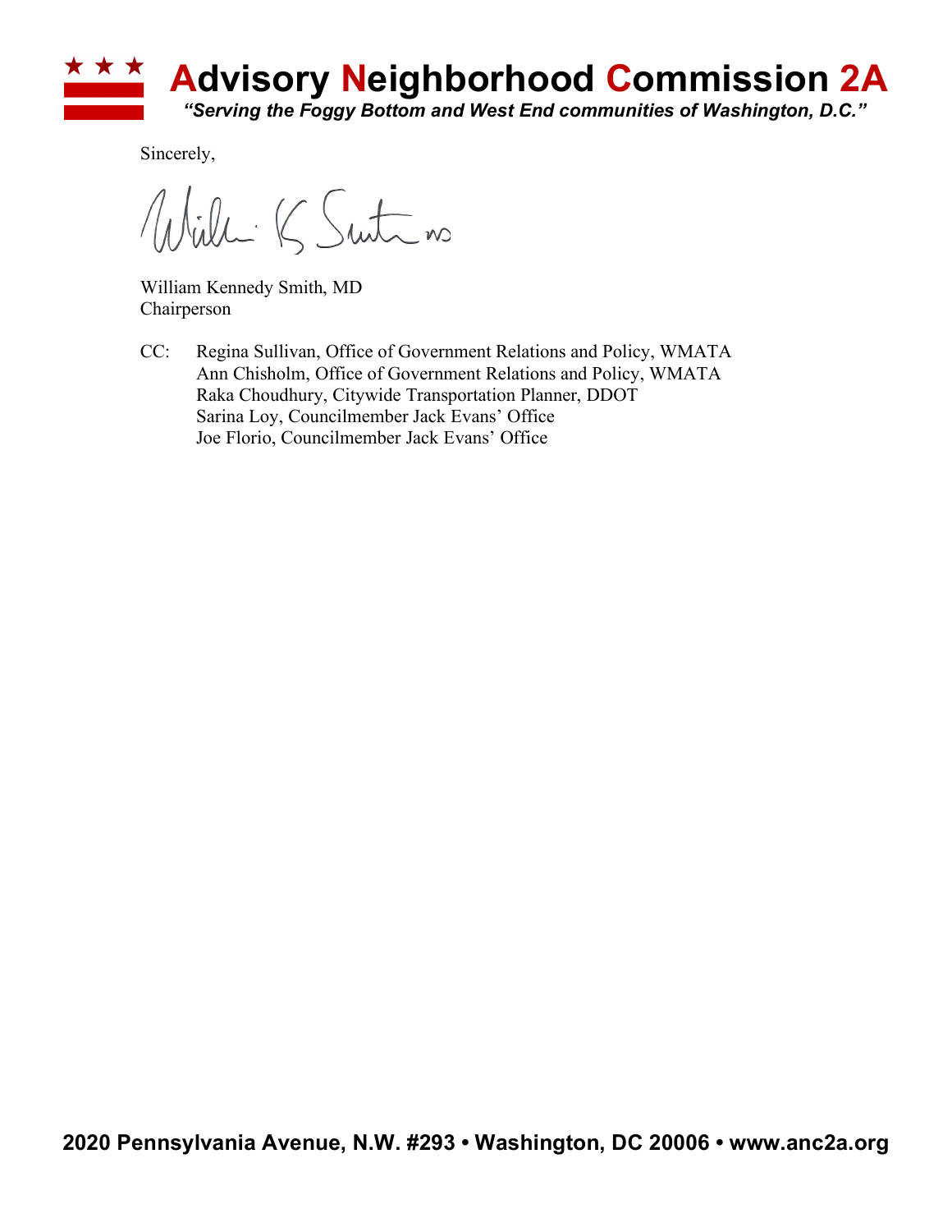Sincerely,

William Kennedy Smith, MD
Chairperson

CC: Regina Sullivan, Office of Government Relations and Policy, WMATA
Ann Chisholm, Office of Government Relations and Policy, WMATA
Raka Choudhury, Citywide Transportation Planner, DDOT
Sarina Loy, Councilmember Jack Evans' Office
Joe Florio, Councilmember Jack Evans' Office